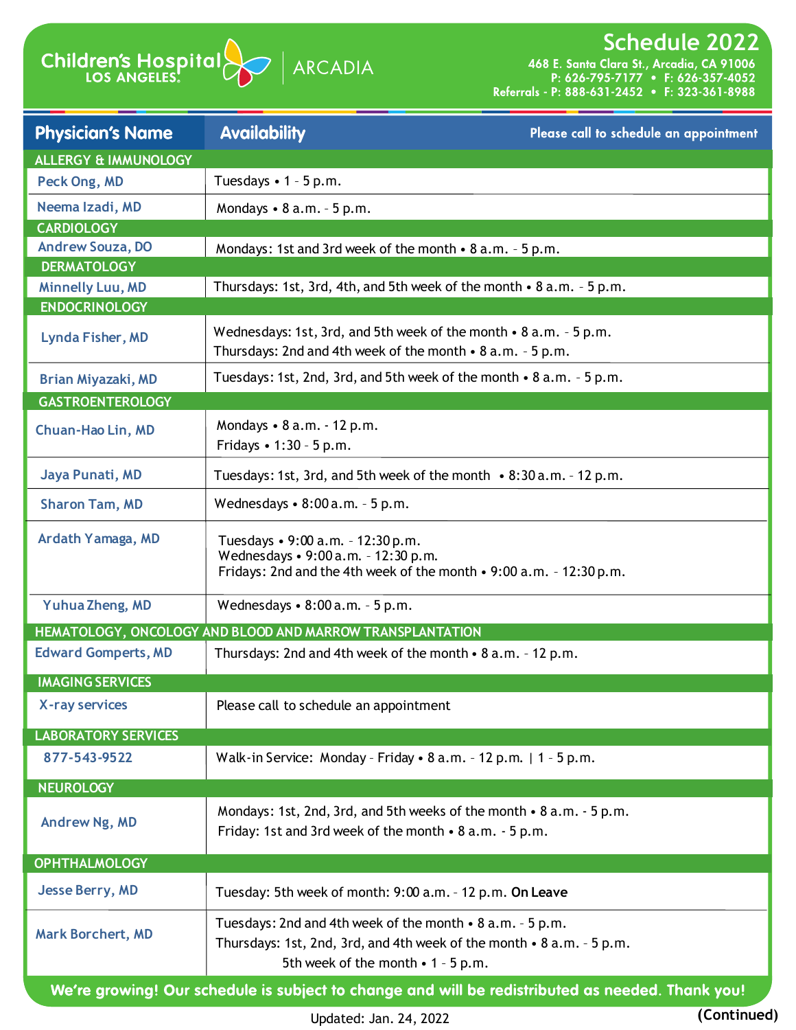# Children's Hospital LOS ANGELES | ARCADIA

## Schedule 2022

468 E. Santa Clara St., Arcadia, CA 91006
P: 626-795-7177 • F: 626-357-4052
Referrals - P: 888-631-2452 • F: 323-361-8988

| Physician's Name | Availability — Please call to schedule an appointment |
|---|---|
| **ALLERGY & IMMUNOLOGY** | |
| Peck Ong, MD | Tuesdays • 1 – 5 p.m. |
| Neema Izadi, MD | Mondays • 8 a.m. – 5 p.m. |
| **CARDIOLOGY** | |
| Andrew Souza, DO | Mondays: 1st and 3rd week of the month • 8 a.m. – 5 p.m. |
| **DERMATOLOGY** | |
| Minnelly Luu, MD | Thursdays: 1st, 3rd, 4th, and 5th week of the month • 8 a.m. – 5 p.m. |
| **ENDOCRINOLOGY** | |
| Lynda Fisher, MD | Wednesdays: 1st, 3rd, and 5th week of the month • 8 a.m. – 5 p.m.<br>Thursdays: 2nd and 4th week of the month • 8 a.m. – 5 p.m. |
| Brian Miyazaki, MD | Tuesdays: 1st, 2nd, 3rd, and 5th week of the month • 8 a.m. – 5 p.m. |
| **GASTROENTEROLOGY** | |
| Chuan-Hao Lin, MD | Mondays • 8 a.m. - 12 p.m.<br>Fridays • 1:30 – 5 p.m. |
| Jaya Punati, MD | Tuesdays: 1st, 3rd, and 5th week of the month • 8:30 a.m. – 12 p.m. |
| Sharon Tam, MD | Wednesdays • 8:00 a.m. – 5 p.m. |
| Ardath Yamaga, MD | Tuesdays • 9:00 a.m. – 12:30 p.m.<br>Wednesdays • 9:00 a.m. – 12:30 p.m.<br>Fridays: 2nd and the 4th week of the month • 9:00 a.m. – 12:30 p.m. |
| Yuhua Zheng, MD | Wednesdays • 8:00 a.m. – 5 p.m. |
| **HEMATOLOGY, ONCOLOGY AND BLOOD AND MARROW TRANSPLANTATION** | |
| Edward Gomperts, MD | Thursdays: 2nd and 4th week of the month • 8 a.m. – 12 p.m. |
| **IMAGING SERVICES** | |
| X-ray services | Please call to schedule an appointment |
| **LABORATORY SERVICES** | |
| 877-543-9522 | Walk-in Service: Monday – Friday • 8 a.m. – 12 p.m. \| 1 – 5 p.m. |
| **NEUROLOGY** | |
| Andrew Ng, MD | Mondays: 1st, 2nd, 3rd, and 5th weeks of the month • 8 a.m. - 5 p.m.<br>Friday: 1st and 3rd week of the month • 8 a.m. - 5 p.m. |
| **OPHTHALMOLOGY** | |
| Jesse Berry, MD | Tuesday: 5th week of month: 9:00 a.m. – 12 p.m. **On Leave** |
| Mark Borchert, MD | Tuesdays: 2nd and 4th week of the month • 8 a.m. – 5 p.m.<br>Thursdays: 1st, 2nd, 3rd, and 4th week of the month • 8 a.m. – 5 p.m.<br>5th week of the month • 1 – 5 p.m. |

**We're growing! Our schedule is subject to change and will be redistributed as needed. Thank you!**

Updated: Jan. 24, 2022

**(Continued)**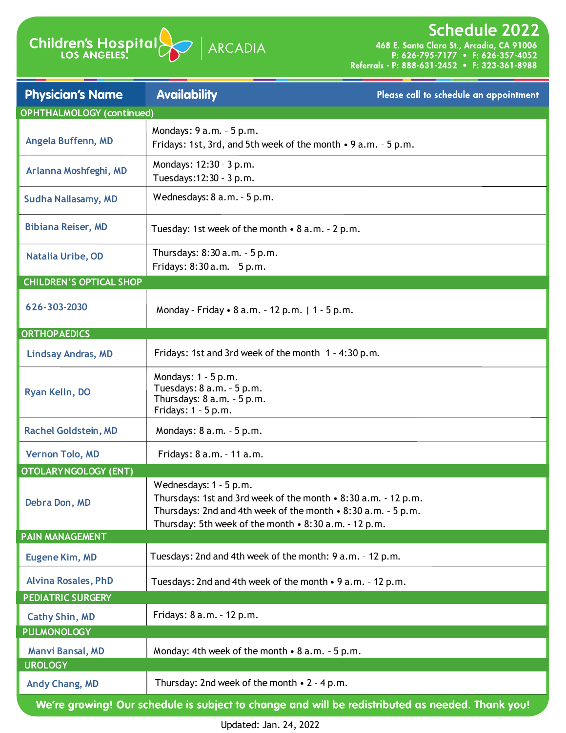# Children's Hospital LOS ANGELES | ARCADIA

## Schedule 2022

468 E. Santa Clara St., Arcadia, CA 91006
P: 626-795-7177 • F: 626-357-4052
Referrals - P: 888-631-2452 • F: 323-361-8988

| Physician's Name | Availability — Please call to schedule an appointment |
|---|---|
| **OPHTHALMOLOGY (continued)** | |
| Angela Buffenn, MD | Mondays: 9 a.m. – 5 p.m.<br>Fridays: 1st, 3rd, and 5th week of the month • 9 a.m. - 5 p.m. |
| Arlanna Moshfeghi, MD | Mondays: 12:30 – 3 p.m.<br>Tuesdays:12:30 – 3 p.m. |
| Sudha Nallasamy, MD | Wednesdays: 8 a.m. – 5 p.m. |
| Bibiana Reiser, MD | Tuesday: 1st week of the month • 8 a.m. – 2 p.m. |
| Natalia Uribe, OD | Thursdays: 8:30 a.m. – 5 p.m.<br>Fridays: 8:30 a.m. – 5 p.m. |
| **CHILDREN'S OPTICAL SHOP** | |
| 626-303-2030 | Monday – Friday • 8 a.m. – 12 p.m. \| 1 – 5 p.m. |
| **ORTHOPAEDICS** | |
| Lindsay Andras, MD | Fridays: 1st and 3rd week of the month 1 – 4:30 p.m. |
| Ryan Kelln, DO | Mondays: 1 – 5 p.m.<br>Tuesdays: 8 a.m. - 5 p.m.<br>Thursdays: 8 a.m. - 5 p.m.<br>Fridays: 1 – 5 p.m. |
| Rachel Goldstein, MD | Mondays: 8 a.m. – 5 p.m. |
| Vernon Tolo, MD | Fridays: 8 a.m. – 11 a.m. |
| **OTOLARYNGOLOGY (ENT)** | |
| Debra Don, MD | Wednesdays: 1 – 5 p.m.<br>Thursdays: 1st and 3rd week of the month • 8:30 a.m. - 12 p.m.<br>Thursdays: 2nd and 4th week of the month • 8:30 a.m. – 5 p.m.<br>Thursday: 5th week of the month • 8:30 a.m. - 12 p.m. |
| **PAIN MANAGEMENT** | |
| Eugene Kim, MD | Tuesdays: 2nd and 4th week of the month: 9 a.m. – 12 p.m. |
| Alvina Rosales, PhD | Tuesdays: 2nd and 4th week of the month • 9 a.m. – 12 p.m. |
| **PEDIATRIC SURGERY** | |
| Cathy Shin, MD | Fridays: 8 a.m. – 12 p.m. |
| **PULMONOLOGY** | |
| Manvi Bansal, MD | Monday: 4th week of the month • 8 a.m. – 5 p.m. |
| **UROLOGY** | |
| Andy Chang, MD | Thursday: 2nd week of the month • 2 – 4 p.m. |

**We're growing! Our schedule is subject to change and will be redistributed as needed. Thank you!**

Updated: Jan. 24, 2022